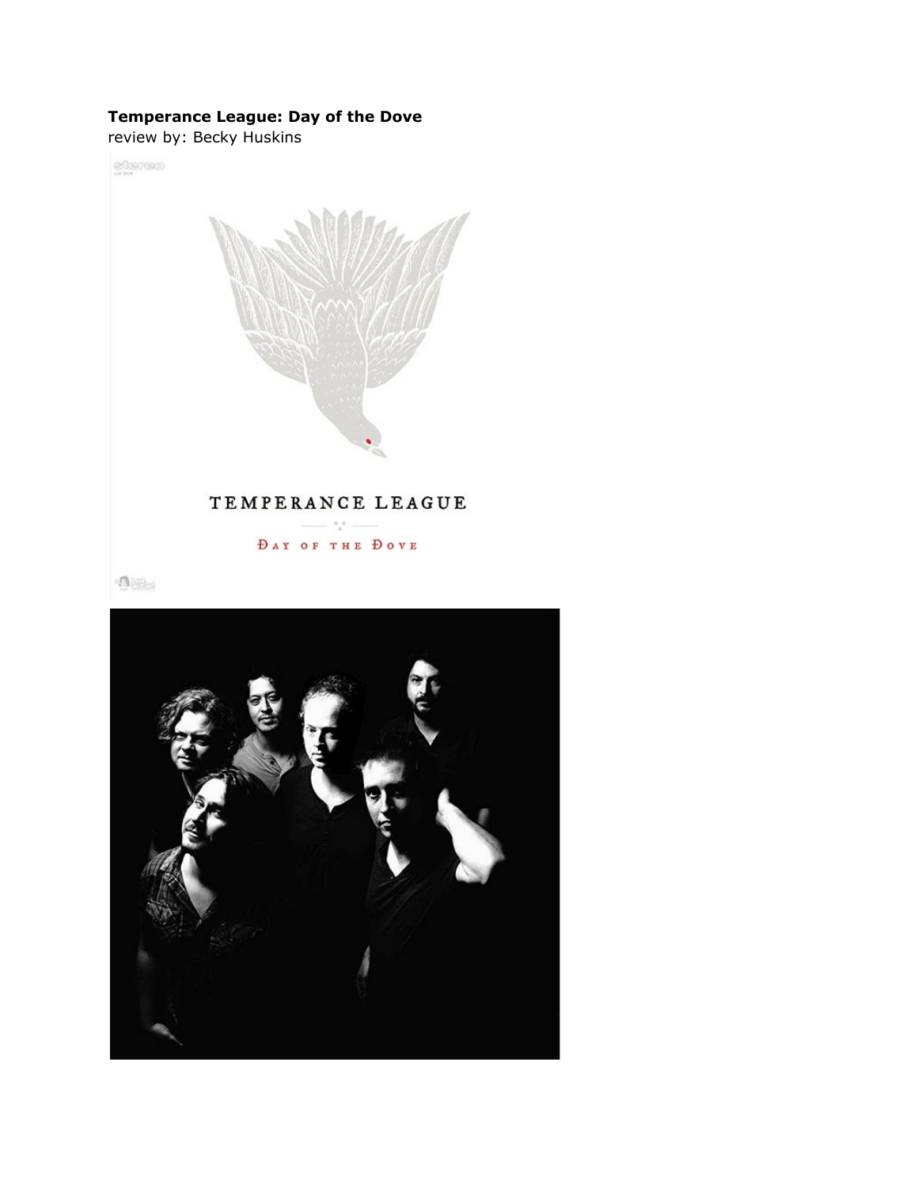**Temperance League: Day of the Dove**
review by: Becky Huskins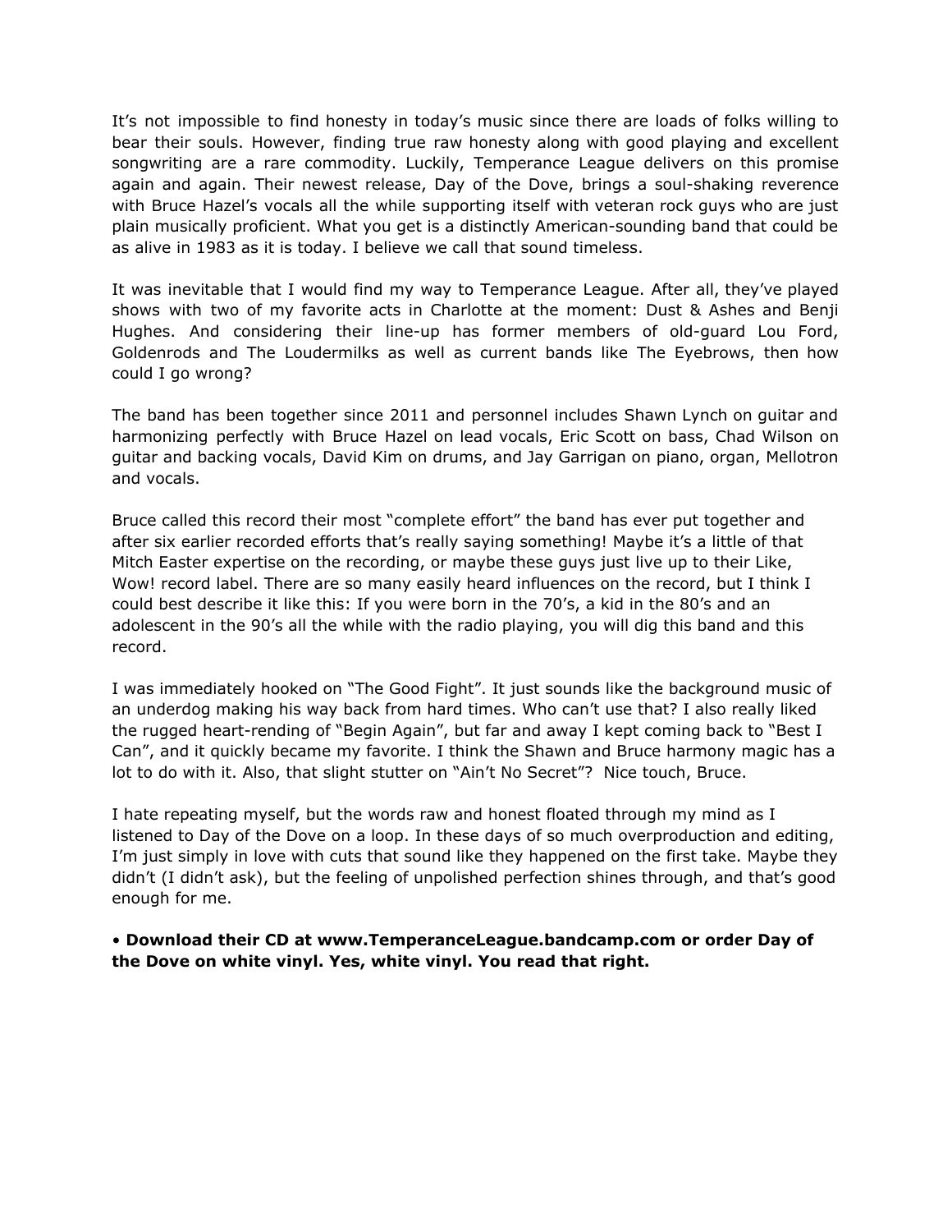It's not impossible to find honesty in today's music since there are loads of folks willing to bear their souls. However, finding true raw honesty along with good playing and excellent songwriting are a rare commodity. Luckily, Temperance League delivers on this promise again and again. Their newest release, Day of the Dove, brings a soul-shaking reverence with Bruce Hazel's vocals all the while supporting itself with veteran rock guys who are just plain musically proficient. What you get is a distinctly American-sounding band that could be as alive in 1983 as it is today. I believe we call that sound timeless.

It was inevitable that I would find my way to Temperance League. After all, they've played shows with two of my favorite acts in Charlotte at the moment: Dust & Ashes and Benji Hughes. And considering their line-up has former members of old-guard Lou Ford, Goldenrods and The Loudermilks as well as current bands like The Eyebrows, then how could I go wrong?

The band has been together since 2011 and personnel includes Shawn Lynch on guitar and harmonizing perfectly with Bruce Hazel on lead vocals, Eric Scott on bass, Chad Wilson on guitar and backing vocals, David Kim on drums, and Jay Garrigan on piano, organ, Mellotron and vocals.

Bruce called this record their most "complete effort" the band has ever put together and after six earlier recorded efforts that's really saying something! Maybe it's a little of that Mitch Easter expertise on the recording, or maybe these guys just live up to their Like, Wow! record label. There are so many easily heard influences on the record, but I think I could best describe it like this: If you were born in the 70's, a kid in the 80's and an adolescent in the 90's all the while with the radio playing, you will dig this band and this record.

I was immediately hooked on "The Good Fight". It just sounds like the background music of an underdog making his way back from hard times. Who can't use that? I also really liked the rugged heart-rending of "Begin Again", but far and away I kept coming back to "Best I Can", and it quickly became my favorite. I think the Shawn and Bruce harmony magic has a lot to do with it. Also, that slight stutter on "Ain't No Secret"? Nice touch, Bruce.

I hate repeating myself, but the words raw and honest floated through my mind as I listened to Day of the Dove on a loop. In these days of so much overproduction and editing, I'm just simply in love with cuts that sound like they happened on the first take. Maybe they didn't (I didn't ask), but the feeling of unpolished perfection shines through, and that's good enough for me.

**• Download their CD at www.TemperanceLeague.bandcamp.com or order Day of the Dove on white vinyl. Yes, white vinyl. You read that right.**